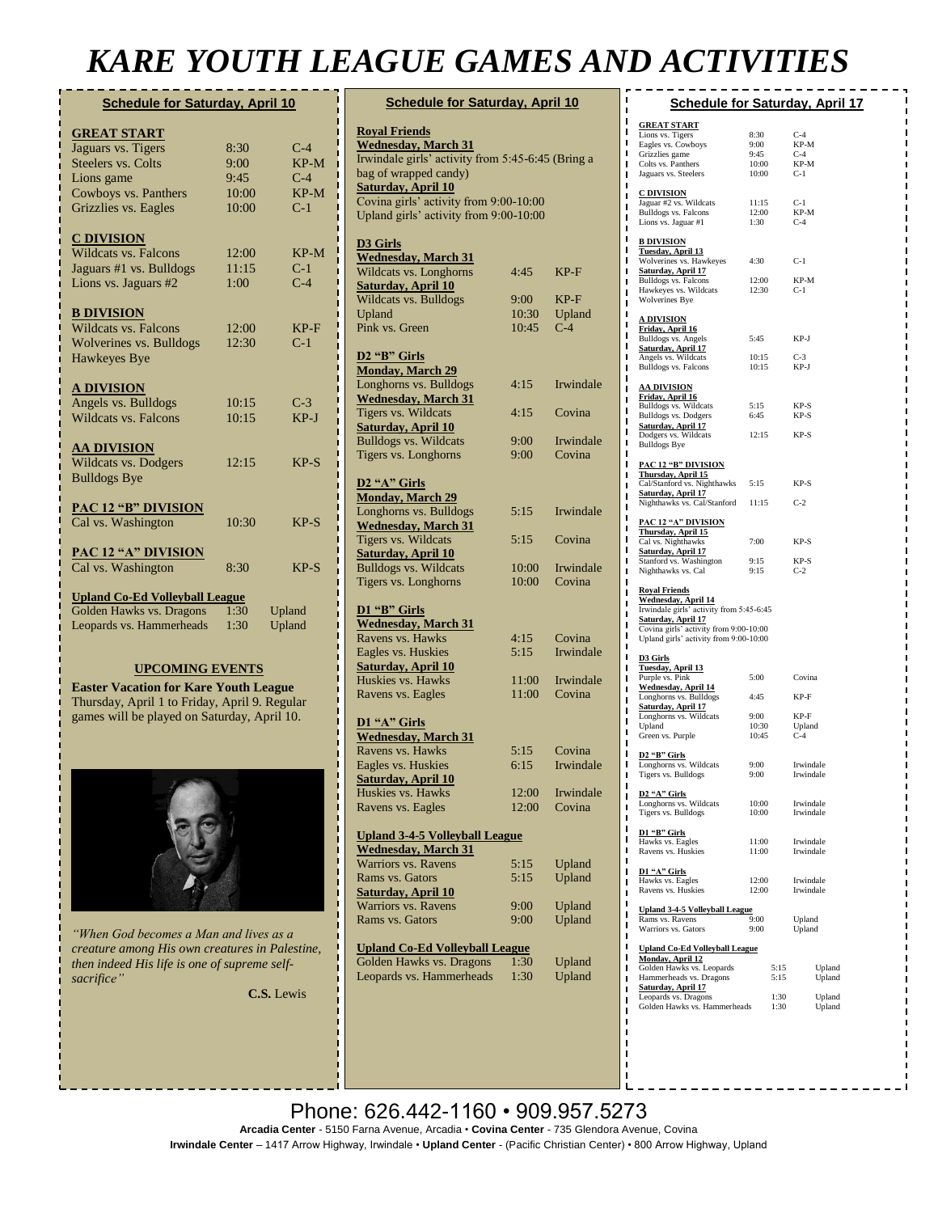# KARE YOUTH LEAGUE GAMES AND ACTIVITIES

## Schedule for Saturday, April 10

**GREAT START**

| | | |
|---|---|---|
| Jaguars vs. Tigers | 8:30 | C-4 |
| Steelers vs. Colts | 9:00 | KP-M |
| Lions game | 9:45 | C-4 |
| Cowboys vs. Panthers | 10:00 | KP-M |
| Grizzlies vs. Eagles | 10:00 | C-1 |

**C DIVISION**

| | | |
|---|---|---|
| Wildcats vs. Falcons | 12:00 | KP-M |
| Jaguars #1 vs. Bulldogs | 11:15 | C-1 |
| Lions vs. Jaguars #2 | 1:00 | C-4 |

**B DIVISION**

| | | |
|---|---|---|
| Wildcats vs. Falcons | 12:00 | KP-F |
| Wolverines vs. Bulldogs | 12:30 | C-1 |
| Hawkeyes Bye | | |

**A DIVISION**

| | | |
|---|---|---|
| Angels vs. Bulldogs | 10:15 | C-3 |
| Wildcats vs. Falcons | 10:15 | KP-J |

**AA DIVISION**

| | | |
|---|---|---|
| Wildcats vs. Dodgers | 12:15 | KP-S |
| Bulldogs Bye | | |

**PAC 12 "B" DIVISION**

| | | |
|---|---|---|
| Cal vs. Washington | 10:30 | KP-S |

**PAC 12 "A" DIVISION**

| | | |
|---|---|---|
| Cal vs. Washington | 8:30 | KP-S |

**Upland Co-Ed Volleyball League**

| | | |
|---|---|---|
| Golden Hawks vs. Dragons | 1:30 | Upland |
| Leopards vs. Hammerheads | 1:30 | Upland |

**UPCOMING EVENTS**

**Easter Vacation for Kare Youth League**
Thursday, April 1 to Friday, April 9. Regular games will be played on Saturday, April 10.

*"When God becomes a Man and lives as a creature among His own creatures in Palestine, then indeed His life is one of supreme self-sacrifice"*

**C.S.** Lewis

## Schedule for Saturday, April 10

**Royal Friends**

**Wednesday, March 31**
Irwindale girls' activity from 5:45-6:45 (Bring a bag of wrapped candy)
**Saturday, April 10**
Covina girls' activity from 9:00-10:00
Upland girls' activity from 9:00-10:00

**D3 Girls**

| | | |
|---|---|---|
| **Wednesday, March 31** | | |
| Wildcats vs. Longhorns | 4:45 | KP-F |
| **Saturday, April 10** | | |
| Wildcats vs. Bulldogs | 9:00 | KP-F |
| Upland | 10:30 | Upland |
| Pink vs. Green | 10:45 | C-4 |

**D2 "B" Girls**

| | | |
|---|---|---|
| **Monday, March 29** | | |
| Longhorns vs. Bulldogs | 4:15 | Irwindale |
| **Wednesday, March 31** | | |
| Tigers vs. Wildcats | 4:15 | Covina |
| **Saturday, April 10** | | |
| Bulldogs vs. Wildcats | 9:00 | Irwindale |
| Tigers vs. Longhorns | 9:00 | Covina |

**D2 "A" Girls**

| | | |
|---|---|---|
| **Monday, March 29** | | |
| Longhorns vs. Bulldogs | 5:15 | Irwindale |
| **Wednesday, March 31** | | |
| Tigers vs. Wildcats | 5:15 | Covina |
| **Saturday, April 10** | | |
| Bulldogs vs. Wildcats | 10:00 | Irwindale |
| Tigers vs. Longhorns | 10:00 | Covina |

**D1 "B" Girls**

| | | |
|---|---|---|
| **Wednesday, March 31** | | |
| Ravens vs. Hawks | 4:15 | Covina |
| Eagles vs. Huskies | 5:15 | Irwindale |
| **Saturday, April 10** | | |
| Huskies vs. Hawks | 11:00 | Irwindale |
| Ravens vs. Eagles | 11:00 | Covina |

**D1 "A" Girls**

| | | |
|---|---|---|
| **Wednesday, March 31** | | |
| Ravens vs. Hawks | 5:15 | Covina |
| Eagles vs. Huskies | 6:15 | Irwindale |
| **Saturday, April 10** | | |
| Huskies vs. Hawks | 12:00 | Irwindale |
| Ravens vs. Eagles | 12:00 | Covina |

**Upland 3-4-5 Volleyball League**

| | | |
|---|---|---|
| **Wednesday, March 31** | | |
| Warriors vs. Ravens | 5:15 | Upland |
| Rams vs. Gators | 5:15 | Upland |
| **Saturday, April 10** | | |
| Warriors vs. Ravens | 9:00 | Upland |
| Rams vs. Gators | 9:00 | Upland |

**Upland Co-Ed Volleyball League**

| | | |
|---|---|---|
| Golden Hawks vs. Dragons | 1:30 | Upland |
| Leopards vs. Hammerheads | 1:30 | Upland |

## Schedule for Saturday, April 17

**GREAT START**

| | | |
|---|---|---|
| Lions vs. Tigers | 8:30 | C-4 |
| Eagles vs. Cowboys | 9:00 | KP-M |
| Grizzlies game | 9:45 | C-4 |
| Colts vs. Panthers | 10:00 | KP-M |
| Jaguars vs. Steelers | 10:00 | C-1 |

**C DIVISION**

| | | |
|---|---|---|
| Jaguar #2 vs. Wildcats | 11:15 | C-1 |
| Bulldogs vs. Falcons | 12:00 | KP-M |
| Lions vs. Jaguar #1 | 1:30 | C-4 |

**B DIVISION**

| | | |
|---|---|---|
| **Tuesday, April 13** | | |
| Wolverines vs. Hawkeyes | 4:30 | C-1 |
| **Saturday, April 17** | | |
| Bulldogs vs. Falcons | 12:00 | KP-M |
| Hawkeyes vs. Wildcats | 12:30 | C-1 |
| Wolverines Bye | | |

**A DIVISION**

| | | |
|---|---|---|
| **Friday, April 16** | | |
| Bulldogs vs. Angels | 5:45 | KP-J |
| **Saturday, April 17** | | |
| Angels vs. Wildcats | 10:15 | C-3 |
| Bulldogs vs. Falcons | 10:15 | KP-J |

**AA DIVISION**

| | | |
|---|---|---|
| **Friday, April 16** | | |
| Bulldogs vs. Wildcats | 5:15 | KP-S |
| Bulldogs vs. Dodgers | 6:45 | KP-S |
| **Saturday, April 17** | | |
| Dodgers vs. Wildcats | 12:15 | KP-S |
| Bulldogs Bye | | |

**PAC 12 "B" DIVISION**

| | | |
|---|---|---|
| **Thursday, April 15** | | |
| Cal/Stanford vs. Nighthawks | 5:15 | KP-S |
| **Saturday, April 17** | | |
| Nighthawks vs. Cal/Stanford | 11:15 | C-2 |

**PAC 12 "A" DIVISION**

| | | |
|---|---|---|
| **Thursday, April 15** | | |
| Cal vs. Nighthawks | 7:00 | KP-S |
| **Saturday, April 17** | | |
| Stanford vs. Washington | 9:15 | KP-S |
| Nighthawks vs. Cal | 9:15 | C-2 |

**Royal Friends**

**Wednesday, April 14**
Irwindale girls' activity from 5:45-6:45
**Saturday, April 17**
Covina girls' activity from 9:00-10:00
Upland girls' activity from 9:00-10:00

**D3 Girls**

| | | |
|---|---|---|
| **Tuesday, April 13** | | |
| Purple vs. Pink | 5:00 | Covina |
| **Wednesday, April 14** | | |
| Longhorns vs. Bulldogs | 4:45 | KP-F |
| **Saturday, April 17** | | |
| Longhorns vs. Wildcats | 9:00 | KP-F |
| Upland | 10:30 | Upland |
| Green vs. Purple | 10:45 | C-4 |

**D2 "B" Girls**

| | | |
|---|---|---|
| Longhorns vs. Wildcats | 9:00 | Irwindale |
| Tigers vs. Bulldogs | 9:00 | Irwindale |

**D2 "A" Girls**

| | | |
|---|---|---|
| Longhorns vs. Wildcats | 10:00 | Irwindale |
| Tigers vs. Bulldogs | 10:00 | Irwindale |

**D1 "B" Girls**

| | | |
|---|---|---|
| Hawks vs. Eagles | 11:00 | Irwindale |
| Ravens vs. Huskies | 11:00 | Irwindale |

**D1 "A" Girls**

| | | |
|---|---|---|
| Hawks vs. Eagles | 12:00 | Irwindale |
| Ravens vs. Huskies | 12:00 | Irwindale |

**Upland 3-4-5 Volleyball League**

| | | |
|---|---|---|
| Rams vs. Ravens | 9:00 | Upland |
| Warriors vs. Gators | 9:00 | Upland |

**Upland Co-Ed Volleyball League**

| | | |
|---|---|---|
| **Monday, April 12** | | |
| Golden Hawks vs. Leopards | 5:15 | Upland |
| Hammerheads vs. Dragons | 5:15 | Upland |
| **Saturday, April 17** | | |
| Leopards vs. Dragons | 1:30 | Upland |
| Golden Hawks vs. Hammerheads | 1:30 | Upland |

Phone: 626.442-1160 • 909.957.5273

**Arcadia Center** - 5150 Farna Avenue, Arcadia • **Covina Center** - 735 Glendora Avenue, Covina
**Irwindale Center** – 1417 Arrow Highway, Irwindale • **Upland Center** - (Pacific Christian Center) • 800 Arrow Highway, Upland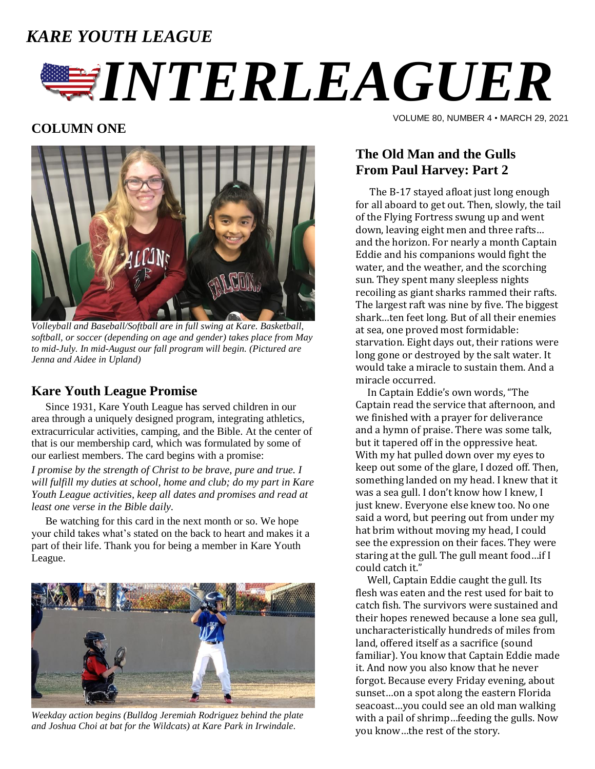*KARE YOUTH LEAGUE*

# *INTERLEAGUER*

VOLUME 80, NUMBER 4 • MARCH 29, 2021

## COLUMN ONE

*Volleyball and Baseball/Softball are in full swing at Kare. Basketball, softball, or soccer (depending on age and gender) takes place from May to mid-July. In mid-August our fall program will begin. (Pictured are Jenna and Aidee in Upland)*

### Kare Youth League Promise

Since 1931, Kare Youth League has served children in our area through a uniquely designed program, integrating athletics, extracurricular activities, camping, and the Bible. At the center of that is our membership card, which was formulated by some of our earliest members. The card begins with a promise:

*I promise by the strength of Christ to be brave, pure and true. I will fulfill my duties at school, home and club; do my part in Kare Youth League activities, keep all dates and promises and read at least one verse in the Bible daily.*

Be watching for this card in the next month or so. We hope your child takes what's stated on the back to heart and makes it a part of their life. Thank you for being a member in Kare Youth League.

*Weekday action begins (Bulldog Jeremiah Rodriguez behind the plate and Joshua Choi at bat for the Wildcats) at Kare Park in Irwindale.*

### The Old Man and the Gulls From Paul Harvey: Part 2

The B-17 stayed afloat just long enough for all aboard to get out. Then, slowly, the tail of the Flying Fortress swung up and went down, leaving eight men and three rafts…and the horizon. For nearly a month Captain Eddie and his companions would fight the water, and the weather, and the scorching sun. They spent many sleepless nights recoiling as giant sharks rammed their rafts. The largest raft was nine by five. The biggest shark…ten feet long. But of all their enemies at sea, one proved most formidable: starvation. Eight days out, their rations were long gone or destroyed by the salt water. It would take a miracle to sustain them. And a miracle occurred.

In Captain Eddie's own words, "The Captain read the service that afternoon, and we finished with a prayer for deliverance and a hymn of praise. There was some talk, but it tapered off in the oppressive heat. With my hat pulled down over my eyes to keep out some of the glare, I dozed off. Then, something landed on my head. I knew that it was a sea gull. I don't know how I knew, I just knew. Everyone else knew too. No one said a word, but peering out from under my hat brim without moving my head, I could see the expression on their faces. They were staring at the gull. The gull meant food…if I could catch it."

Well, Captain Eddie caught the gull. Its flesh was eaten and the rest used for bait to catch fish. The survivors were sustained and their hopes renewed because a lone sea gull, uncharacteristically hundreds of miles from land, offered itself as a sacrifice (sound familiar). You know that Captain Eddie made it. And now you also know that he never forgot. Because every Friday evening, about sunset…on a spot along the eastern Florida seacoast…you could see an old man walking with a pail of shrimp…feeding the gulls. Now you know…the rest of the story.